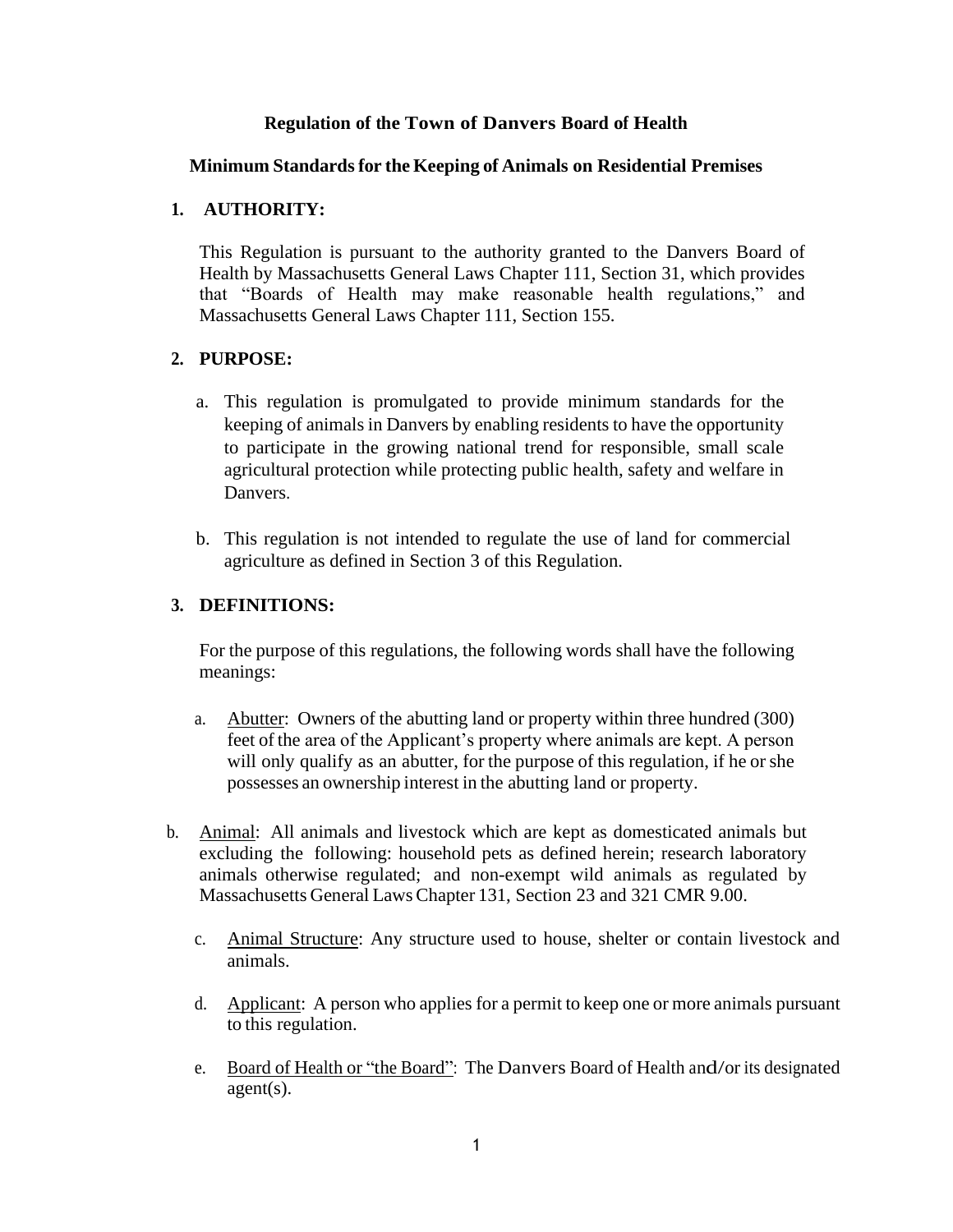# Regulation of the Town of Danvers Board of Health

## Minimum Standards for the Keeping of Animals on Residential Premises

### 1. AUTHORITY:

This Regulation is pursuant to the authority granted to the Danvers Board of Health by Massachusetts General Laws Chapter 111, Section 31, which provides that "Boards of Health may make reasonable health regulations," and Massachusetts General Laws Chapter 111, Section 155.

### 2. PURPOSE:

a. This regulation is promulgated to provide minimum standards for the keeping of animals in Danvers by enabling residents to have the opportunity to participate in the growing national trend for responsible, small scale agricultural protection while protecting public health, safety and welfare in Danvers.

b. This regulation is not intended to regulate the use of land for commercial agriculture as defined in Section 3 of this Regulation.

### 3. DEFINITIONS:

For the purpose of this regulations, the following words shall have the following meanings:

a. Abutter: Owners of the abutting land or property within three hundred (300) feet of the area of the Applicant's property where animals are kept. A person will only qualify as an abutter, for the purpose of this regulation, if he or she possesses an ownership interest in the abutting land or property.

b. Animal: All animals and livestock which are kept as domesticated animals but excluding the following: household pets as defined herein; research laboratory animals otherwise regulated; and non-exempt wild animals as regulated by Massachusetts General Laws Chapter 131, Section 23 and 321 CMR 9.00.

c. Animal Structure: Any structure used to house, shelter or contain livestock and animals.

d. Applicant: A person who applies for a permit to keep one or more animals pursuant to this regulation.

e. Board of Health or "the Board": The Danvers Board of Health and/or its designated agent(s).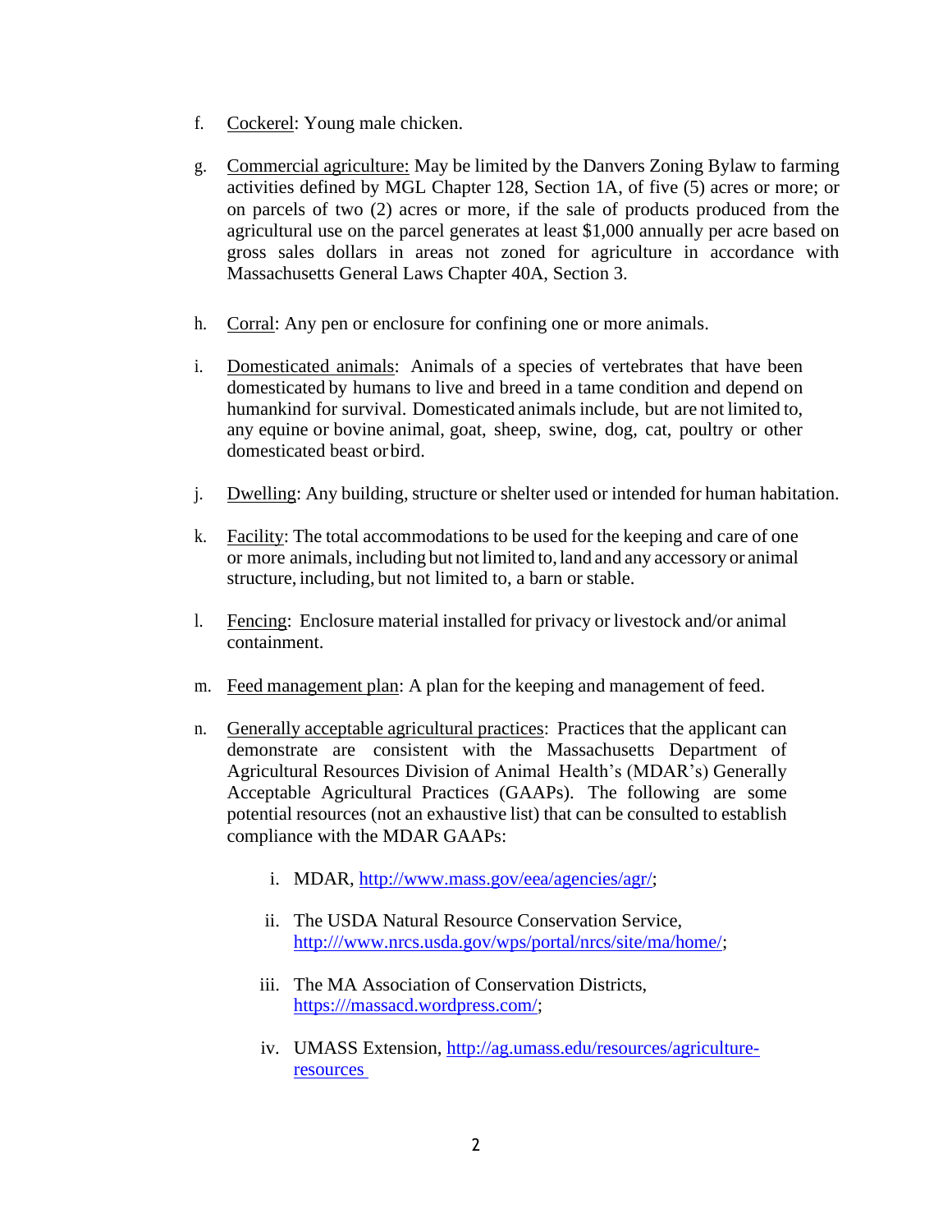f. Cockerel: Young male chicken.

g. Commercial agriculture: May be limited by the Danvers Zoning Bylaw to farming activities defined by MGL Chapter 128, Section 1A, of five (5) acres or more; or on parcels of two (2) acres or more, if the sale of products produced from the agricultural use on the parcel generates at least $1,000 annually per acre based on gross sales dollars in areas not zoned for agriculture in accordance with Massachusetts General Laws Chapter 40A, Section 3.

h. Corral: Any pen or enclosure for confining one or more animals.

i. Domesticated animals: Animals of a species of vertebrates that have been domesticated by humans to live and breed in a tame condition and depend on humankind for survival. Domesticated animals include, but are not limited to, any equine or bovine animal, goat, sheep, swine, dog, cat, poultry or other domesticated beast or bird.

j. Dwelling: Any building, structure or shelter used or intended for human habitation.

k. Facility: The total accommodations to be used for the keeping and care of one or more animals, including but not limited to, land and any accessory or animal structure, including, but not limited to, a barn or stable.

l. Fencing: Enclosure material installed for privacy or livestock and/or animal containment.

m. Feed management plan: A plan for the keeping and management of feed.

n. Generally acceptable agricultural practices: Practices that the applicant can demonstrate are consistent with the Massachusetts Department of Agricultural Resources Division of Animal Health's (MDAR's) Generally Acceptable Agricultural Practices (GAAPs). The following are some potential resources (not an exhaustive list) that can be consulted to establish compliance with the MDAR GAAPs:

   i. MDAR, http://www.mass.gov/eea/agencies/agr/;

   ii. The USDA Natural Resource Conservation Service, http:///www.nrcs.usda.gov/wps/portal/nrcs/site/ma/home/;

   iii. The MA Association of Conservation Districts, https:///massacd.wordpress.com/;

   iv. UMASS Extension, http://ag.umass.edu/resources/agriculture-resources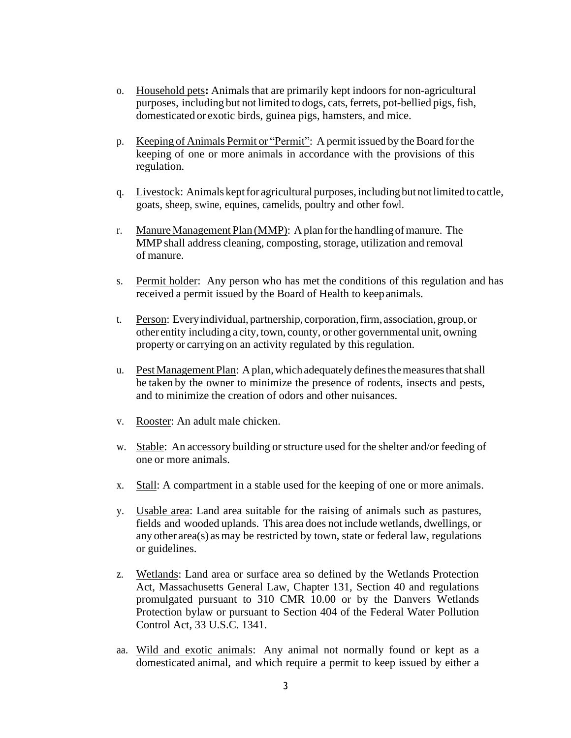o. Household pets**:** Animals that are primarily kept indoors for non-agricultural purposes, including but not limited to dogs, cats, ferrets, pot-bellied pigs, fish, domesticated or exotic birds, guinea pigs, hamsters, and mice.

p. Keeping of Animals Permit or "Permit": A permit issued by the Board for the keeping of one or more animals in accordance with the provisions of this regulation.

q. Livestock: Animals kept for agricultural purposes, including but not limited to cattle, goats, sheep, swine, equines, camelids, poultry and other fowl.

r. Manure Management Plan (MMP): A plan for the handling of manure. The MMP shall address cleaning, composting, storage, utilization and removal of manure.

s. Permit holder: Any person who has met the conditions of this regulation and has received a permit issued by the Board of Health to keep animals.

t. Person: Every individual, partnership, corporation, firm, association, group, or other entity including a city, town, county, or other governmental unit, owning property or carrying on an activity regulated by this regulation.

u. Pest Management Plan: A plan, which adequately defines the measures that shall be taken by the owner to minimize the presence of rodents, insects and pests, and to minimize the creation of odors and other nuisances.

v. Rooster: An adult male chicken.

w. Stable: An accessory building or structure used for the shelter and/or feeding of one or more animals.

x. Stall: A compartment in a stable used for the keeping of one or more animals.

y. Usable area: Land area suitable for the raising of animals such as pastures, fields and wooded uplands. This area does not include wetlands, dwellings, or any other area(s) as may be restricted by town, state or federal law, regulations or guidelines.

z. Wetlands: Land area or surface area so defined by the Wetlands Protection Act, Massachusetts General Law, Chapter 131, Section 40 and regulations promulgated pursuant to 310 CMR 10.00 or by the Danvers Wetlands Protection bylaw or pursuant to Section 404 of the Federal Water Pollution Control Act, 33 U.S.C. 1341.

aa. Wild and exotic animals: Any animal not normally found or kept as a domesticated animal, and which require a permit to keep issued by either a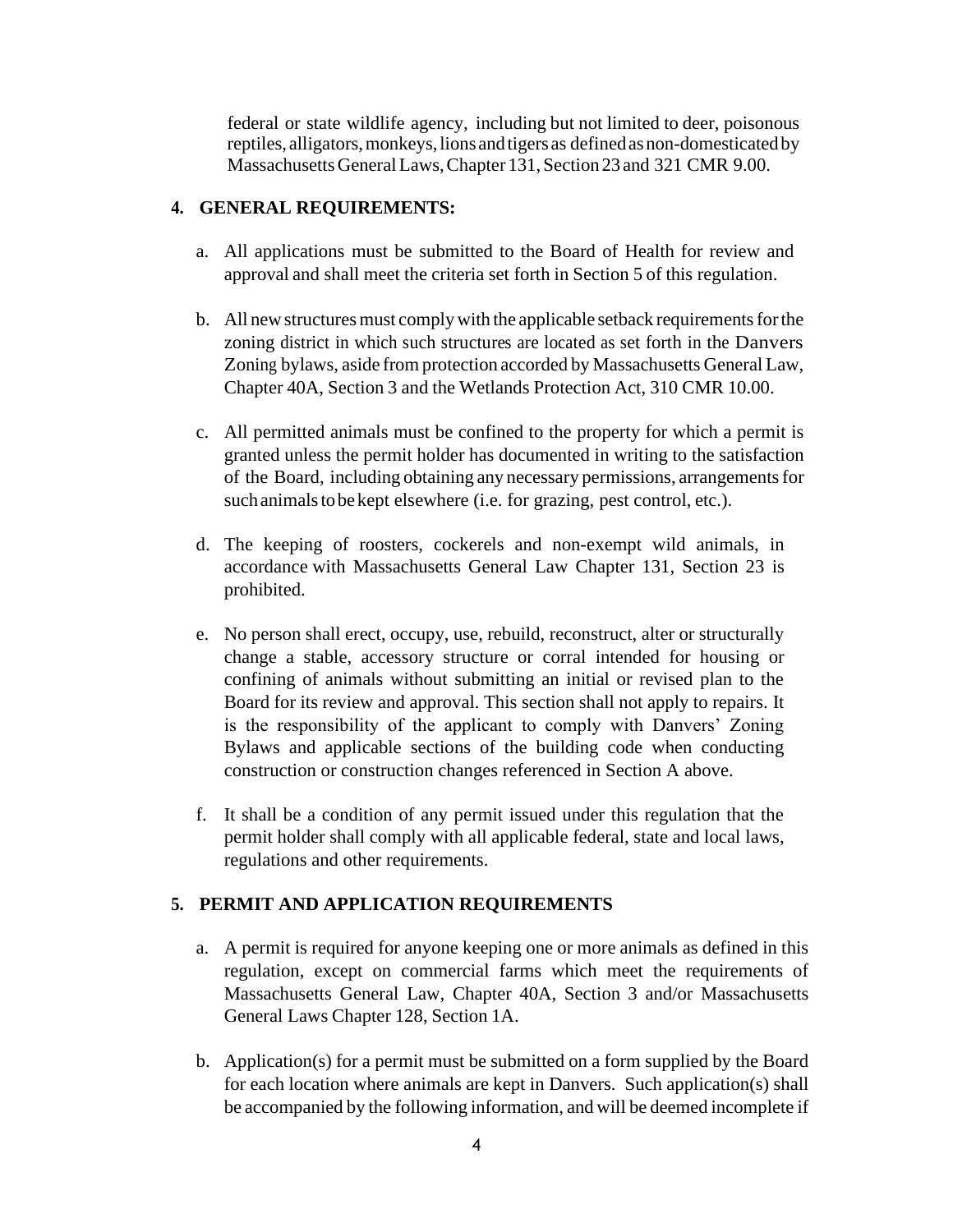federal or state wildlife agency, including but not limited to deer, poisonous reptiles, alligators, monkeys, lions and tigers as defined as non-domesticated by Massachusetts General Laws, Chapter 131, Section 23 and 321 CMR 9.00.

**4. GENERAL REQUIREMENTS:**

a. All applications must be submitted to the Board of Health for review and approval and shall meet the criteria set forth in Section 5 of this regulation.

b. All new structures must comply with the applicable setback requirements for the zoning district in which such structures are located as set forth in the Danvers Zoning bylaws, aside from protection accorded by Massachusetts General Law, Chapter 40A, Section 3 and the Wetlands Protection Act, 310 CMR 10.00.

c. All permitted animals must be confined to the property for which a permit is granted unless the permit holder has documented in writing to the satisfaction of the Board, including obtaining any necessary permissions, arrangements for such animals to be kept elsewhere (i.e. for grazing, pest control, etc.).

d. The keeping of roosters, cockerels and non-exempt wild animals, in accordance with Massachusetts General Law Chapter 131, Section 23 is prohibited.

e. No person shall erect, occupy, use, rebuild, reconstruct, alter or structurally change a stable, accessory structure or corral intended for housing or confining of animals without submitting an initial or revised plan to the Board for its review and approval. This section shall not apply to repairs. It is the responsibility of the applicant to comply with Danvers' Zoning Bylaws and applicable sections of the building code when conducting construction or construction changes referenced in Section A above.

f. It shall be a condition of any permit issued under this regulation that the permit holder shall comply with all applicable federal, state and local laws, regulations and other requirements.

**5. PERMIT AND APPLICATION REQUIREMENTS**

a. A permit is required for anyone keeping one or more animals as defined in this regulation, except on commercial farms which meet the requirements of Massachusetts General Law, Chapter 40A, Section 3 and/or Massachusetts General Laws Chapter 128, Section 1A.

b. Application(s) for a permit must be submitted on a form supplied by the Board for each location where animals are kept in Danvers. Such application(s) shall be accompanied by the following information, and will be deemed incomplete if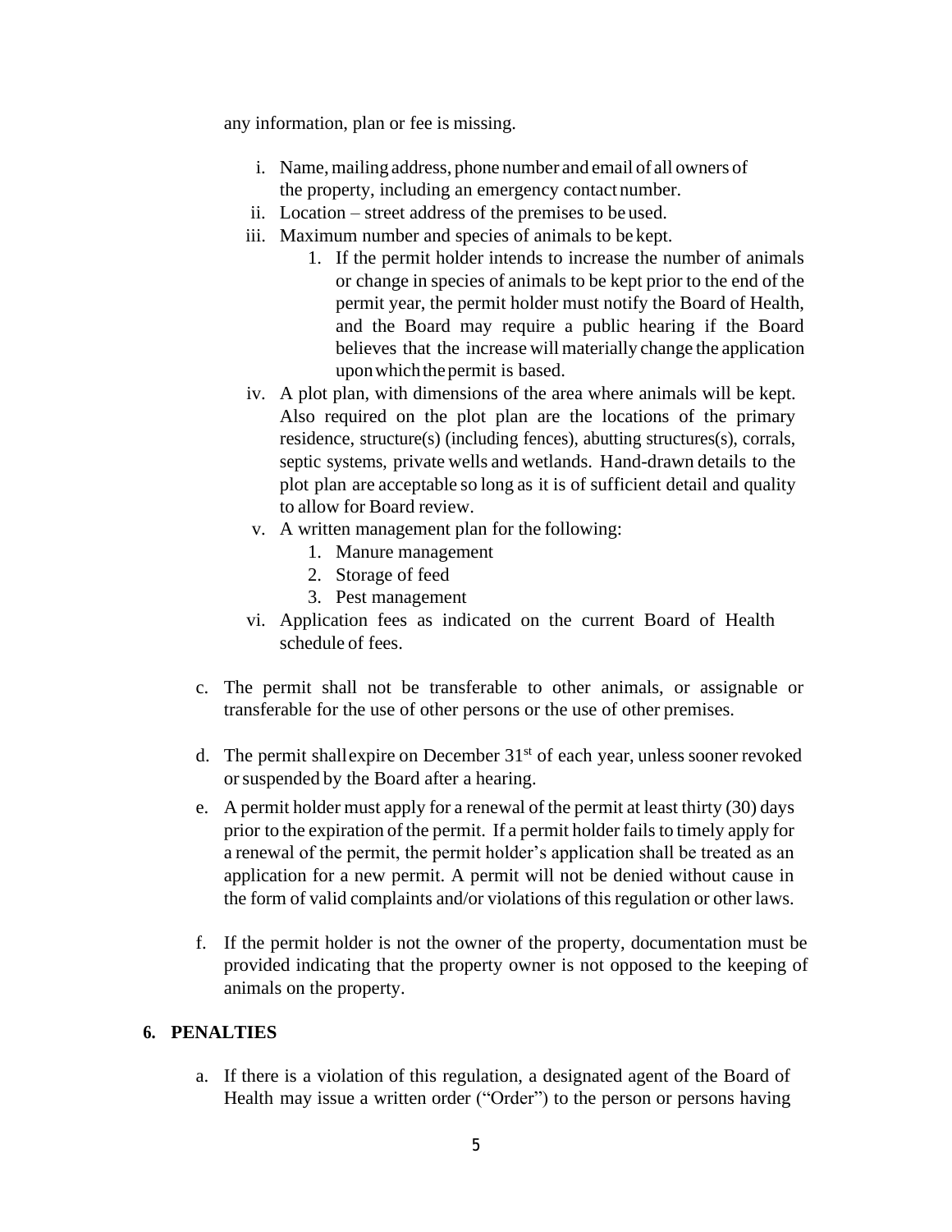any information, plan or fee is missing.

   i. Name, mailing address, phone number and email of all owners of the property, including an emergency contact number.
   ii. Location – street address of the premises to be used.
   iii. Maximum number and species of animals to be kept.
      1. If the permit holder intends to increase the number of animals or change in species of animals to be kept prior to the end of the permit year, the permit holder must notify the Board of Health, and the Board may require a public hearing if the Board believes that the increase will materially change the application upon which the permit is based.
   iv. A plot plan, with dimensions of the area where animals will be kept. Also required on the plot plan are the locations of the primary residence, structure(s) (including fences), abutting structures(s), corrals, septic systems, private wells and wetlands. Hand-drawn details to the plot plan are acceptable so long as it is of sufficient detail and quality to allow for Board review.
   v. A written management plan for the following:
      1. Manure management
      2. Storage of feed
      3. Pest management
   vi. Application fees as indicated on the current Board of Health schedule of fees.

c. The permit shall not be transferable to other animals, or assignable or transferable for the use of other persons or the use of other premises.

d. The permit shall expire on December 31st of each year, unless sooner revoked or suspended by the Board after a hearing.

e. A permit holder must apply for a renewal of the permit at least thirty (30) days prior to the expiration of the permit. If a permit holder fails to timely apply for a renewal of the permit, the permit holder's application shall be treated as an application for a new permit. A permit will not be denied without cause in the form of valid complaints and/or violations of this regulation or other laws.

f. If the permit holder is not the owner of the property, documentation must be provided indicating that the property owner is not opposed to the keeping of animals on the property.

## 6. PENALTIES

a. If there is a violation of this regulation, a designated agent of the Board of Health may issue a written order ("Order") to the person or persons having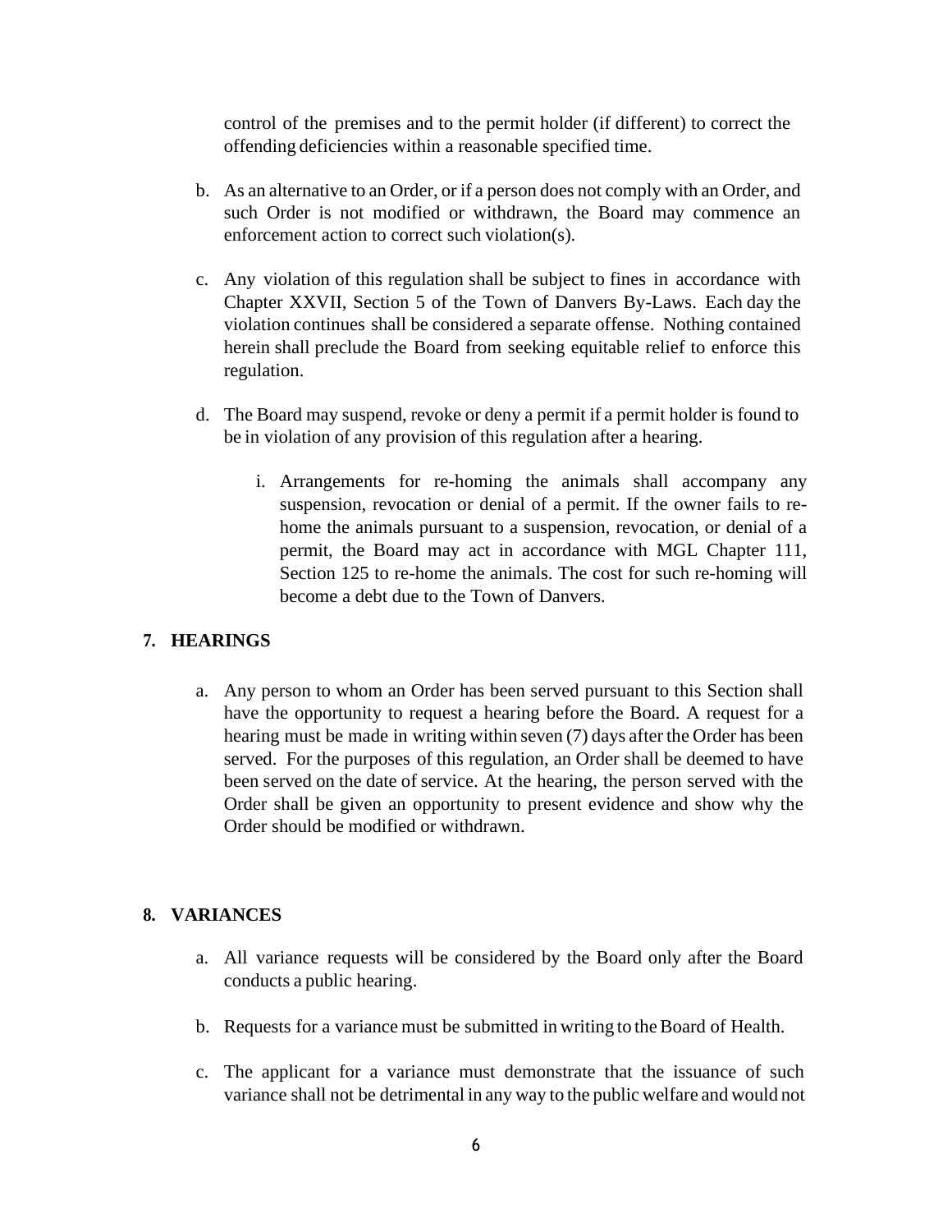control of the premises and to the permit holder (if different) to correct the offending deficiencies within a reasonable specified time.

b. As an alternative to an Order, or if a person does not comply with an Order, and such Order is not modified or withdrawn, the Board may commence an enforcement action to correct such violation(s).

c. Any violation of this regulation shall be subject to fines in accordance with Chapter XXVII, Section 5 of the Town of Danvers By-Laws. Each day the violation continues shall be considered a separate offense. Nothing contained herein shall preclude the Board from seeking equitable relief to enforce this regulation.

d. The Board may suspend, revoke or deny a permit if a permit holder is found to be in violation of any provision of this regulation after a hearing.

    i. Arrangements for re-homing the animals shall accompany any suspension, revocation or denial of a permit. If the owner fails to re-home the animals pursuant to a suspension, revocation, or denial of a permit, the Board may act in accordance with MGL Chapter 111, Section 125 to re-home the animals. The cost for such re-homing will become a debt due to the Town of Danvers.

## 7. HEARINGS

a. Any person to whom an Order has been served pursuant to this Section shall have the opportunity to request a hearing before the Board. A request for a hearing must be made in writing within seven (7) days after the Order has been served. For the purposes of this regulation, an Order shall be deemed to have been served on the date of service. At the hearing, the person served with the Order shall be given an opportunity to present evidence and show why the Order should be modified or withdrawn.

## 8. VARIANCES

a. All variance requests will be considered by the Board only after the Board conducts a public hearing.

b. Requests for a variance must be submitted in writing to the Board of Health.

c. The applicant for a variance must demonstrate that the issuance of such variance shall not be detrimental in any way to the public welfare and would not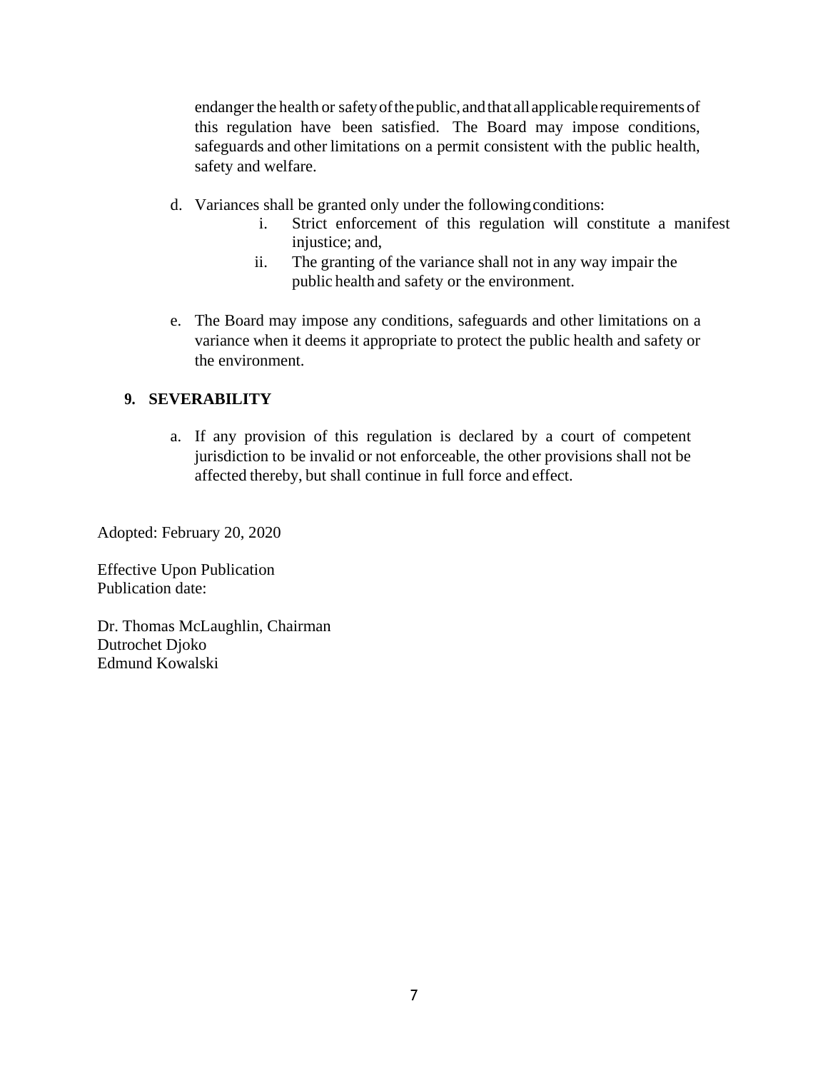endanger the health or safety of the public, and that all applicable requirements of this regulation have been satisfied. The Board may impose conditions, safeguards and other limitations on a permit consistent with the public health, safety and welfare.

d. Variances shall be granted only under the following conditions:
    i. Strict enforcement of this regulation will constitute a manifest injustice; and,
    ii. The granting of the variance shall not in any way impair the public health and safety or the environment.

e. The Board may impose any conditions, safeguards and other limitations on a variance when it deems it appropriate to protect the public health and safety or the environment.

## 9. SEVERABILITY

a. If any provision of this regulation is declared by a court of competent jurisdiction to be invalid or not enforceable, the other provisions shall not be affected thereby, but shall continue in full force and effect.

Adopted: February 20, 2020

Effective Upon Publication
Publication date:

Dr. Thomas McLaughlin, Chairman
Dutrochet Djoko
Edmund Kowalski